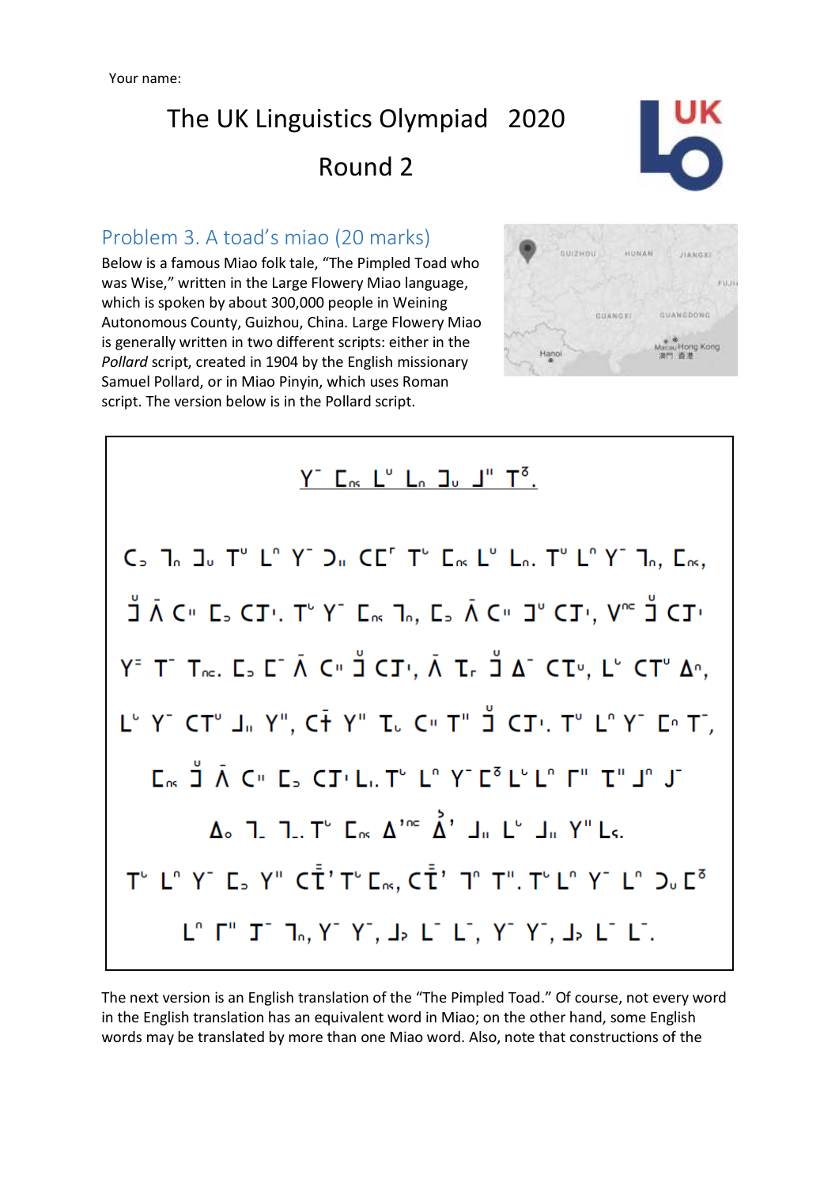Your name:

# The UK Linguistics Olympiad 2020

## Round 2

### Problem 3. A toad's miao (20 marks)

Below is a famous Miao folk tale, "The Pimpled Toad who was Wise," written in the Large Flowery Miao language, which is spoken by about 300,000 people in Weining Autonomous County, Guizhou, China. Large Flowery Miao is generally written in two different scripts: either in the *Pollard* script, created in 1904 by the English missionary Samuel Pollard, or in Miao Pinyin, which uses Roman script. The version below is in the Pollard script.

[Text in the Pollard script (Large Flowery Miao), consisting of a title and eight lines of text; the Pollard script characters cannot be reliably transcribed.]

The next version is an English translation of the "The Pimpled Toad." Of course, not every word in the English translation has an equivalent word in Miao; on the other hand, some English words may be translated by more than one Miao word. Also, note that constructions of the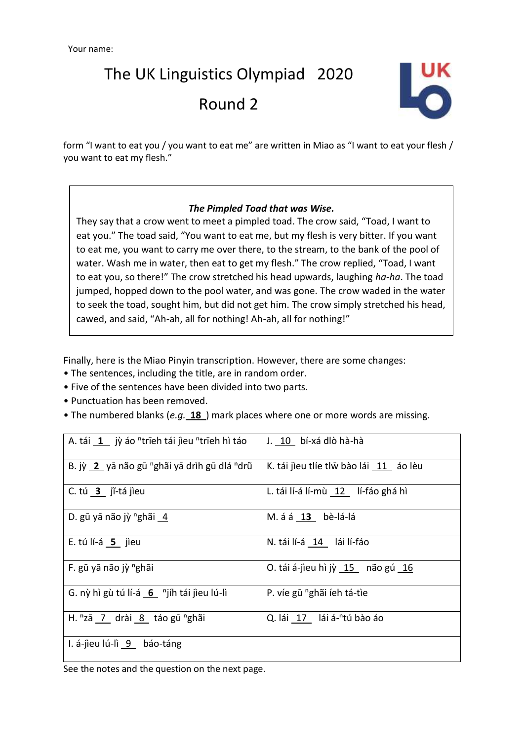Your name:

# The UK Linguistics Olympiad 2020

## Round 2

form “I want to eat you / you want to eat me” are written in Miao as “I want to eat your flesh / you want to eat my flesh.”

> ***The Pimpled Toad that was Wise.***
>
> They say that a crow went to meet a pimpled toad. The crow said, “Toad, I want to eat you.” The toad said, “You want to eat me, but my flesh is very bitter. If you want to eat me, you want to carry me over there, to the stream, to the bank of the pool of water. Wash me in water, then eat to get my flesh.” The crow replied, “Toad, I want to eat you, so there!” The crow stretched his head upwards, laughing *ha-ha*. The toad jumped, hopped down to the pool water, and was gone. The crow waded in the water to seek the toad, sought him, but did not get him. The crow simply stretched his head, cawed, and said, “Ah-ah, all for nothing! Ah-ah, all for nothing!”

Finally, here is the Miao Pinyin transcription. However, there are some changes:

- The sentences, including the title, are in random order.
- Five of the sentences have been divided into two parts.
- Punctuation has been removed.
- The numbered blanks (*e.g.* 18 ) mark places where one or more words are missing.

| | |
|---|---|
| A. tái 1 jỳ áo ⁿtrĩeh tái jìeu ⁿtrĩeh hì táo | J. 10 bí-xá dlò hà-hà |
| B. jỳ 2 yā não gū ⁿghāi yā drìh gū dlá ⁿdrũ | K. tái jìeu tlíe tlw̄ bào lái 11 áo lèu |
| C. tú 3 jī-tá jìeu | L. tái lí-á lí-mù 12 lí-fáo ghá hì |
| D. gū yā não jỳ ⁿghāi 4 | M. á á 13 bè-lá-lá |
| E. tú lí-á 5 jìeu | N. tái lí-á 14 lái lí-fáo |
| F. gū yā não jỳ ⁿghāi | O. tái á-jìeu hì jỳ 15 não gú 16 |
| G. nỳ hì gù tú lí-á 6 ⁿjíh tái jìeu lú-lì | P. víe gū ⁿghāi íeh tá-tìe |
| H. ⁿzā 7 drài 8 táo gū ⁿghāi | Q. lái 17 lái á-ⁿtú bào áo |
| I. á-jìeu lú-lì 9 báo-táng | |

See the notes and the question on the next page.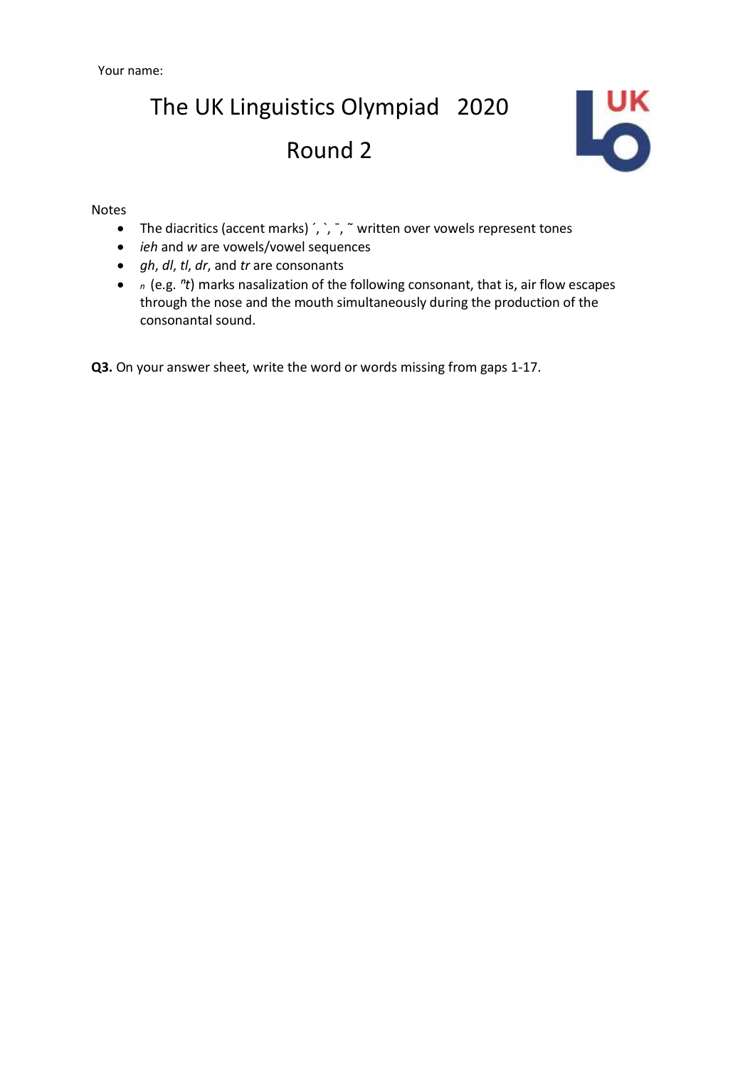Your name:

# The UK Linguistics Olympiad 2020

## Round 2

Notes

- The diacritics (accent marks) ´, `, ¯, ˜ written over vowels represent tones
- *ieh* and *w* are vowels/vowel sequences
- *gh*, *dl*, *tl*, *dr*, and *tr* are consonants
- *ₙ* (e.g. *ⁿt*) marks nasalization of the following consonant, that is, air flow escapes through the nose and the mouth simultaneously during the production of the consonantal sound.

**Q3.** On your answer sheet, write the word or words missing from gaps 1-17.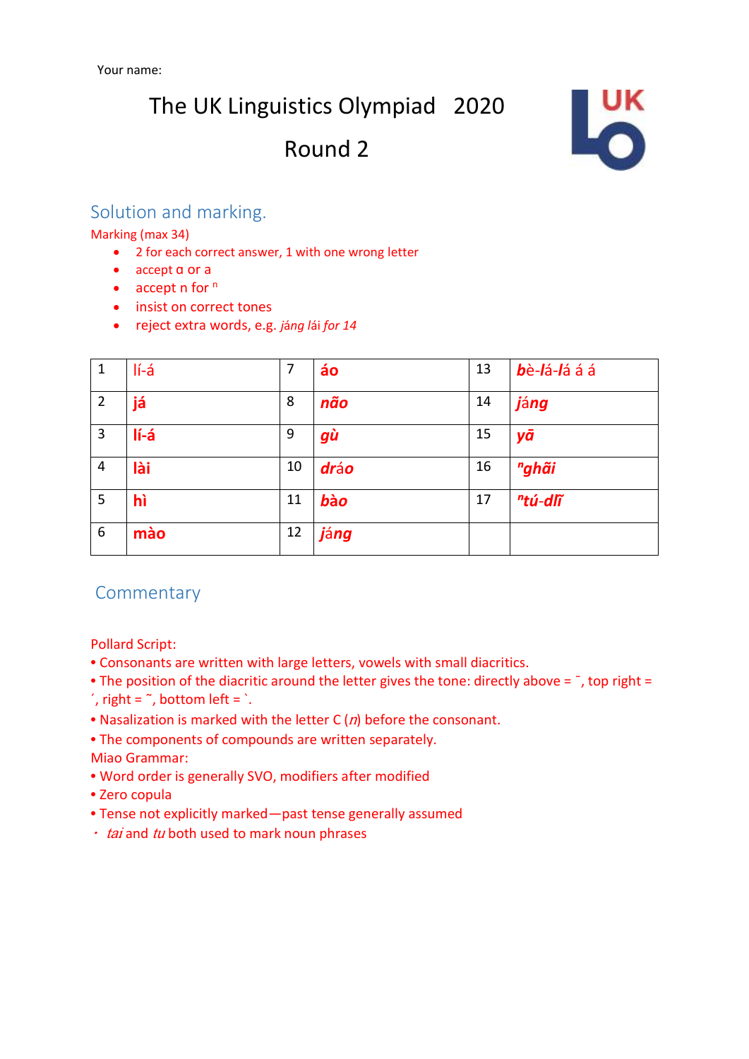Your name:

# The UK Linguistics Olympiad 2020

# Round 2

## Solution and marking.

Marking (max 34)

- 2 for each correct answer, 1 with one wrong letter
- accept ɑ or a
- accept n for ⁿ
- insist on correct tones
- reject extra words, e.g. *jáng lá*i *for 14*

| | | | | | |
|---|---|---|---|---|---|
| 1 | lí-á | 7 | **áo** | 13 | ***b***è-***l***á-***l***á á á |
| 2 | **já** | 8 | ***nǎo*** | 14 | ***jáng*** |
| 3 | **lí-á** | 9 | ***gù*** | 15 | ***yā*** |
| 4 | **lài** | 10 | ***dr***á***o*** | 16 | ***ⁿghãi*** |
| 5 | **hì** | 11 | ***bào*** | 17 | ***ⁿtú-dlĩ*** |
| 6 | **mào** | 12 | ***jáng*** | | |

## Commentary

Pollard Script:

- Consonants are written with large letters, vowels with small diacritics.
- The position of the diacritic around the letter gives the tone: directly above = ˉ, top right = ´, right = ˜, bottom left = `.
- Nasalization is marked with the letter C (*n*) before the consonant.
- The components of compounds are written separately.

Miao Grammar:

- Word order is generally SVO, modifiers after modified
- Zero copula
- Tense not explicitly marked—past tense generally assumed
- *tai* and *tu* both used to mark noun phrases